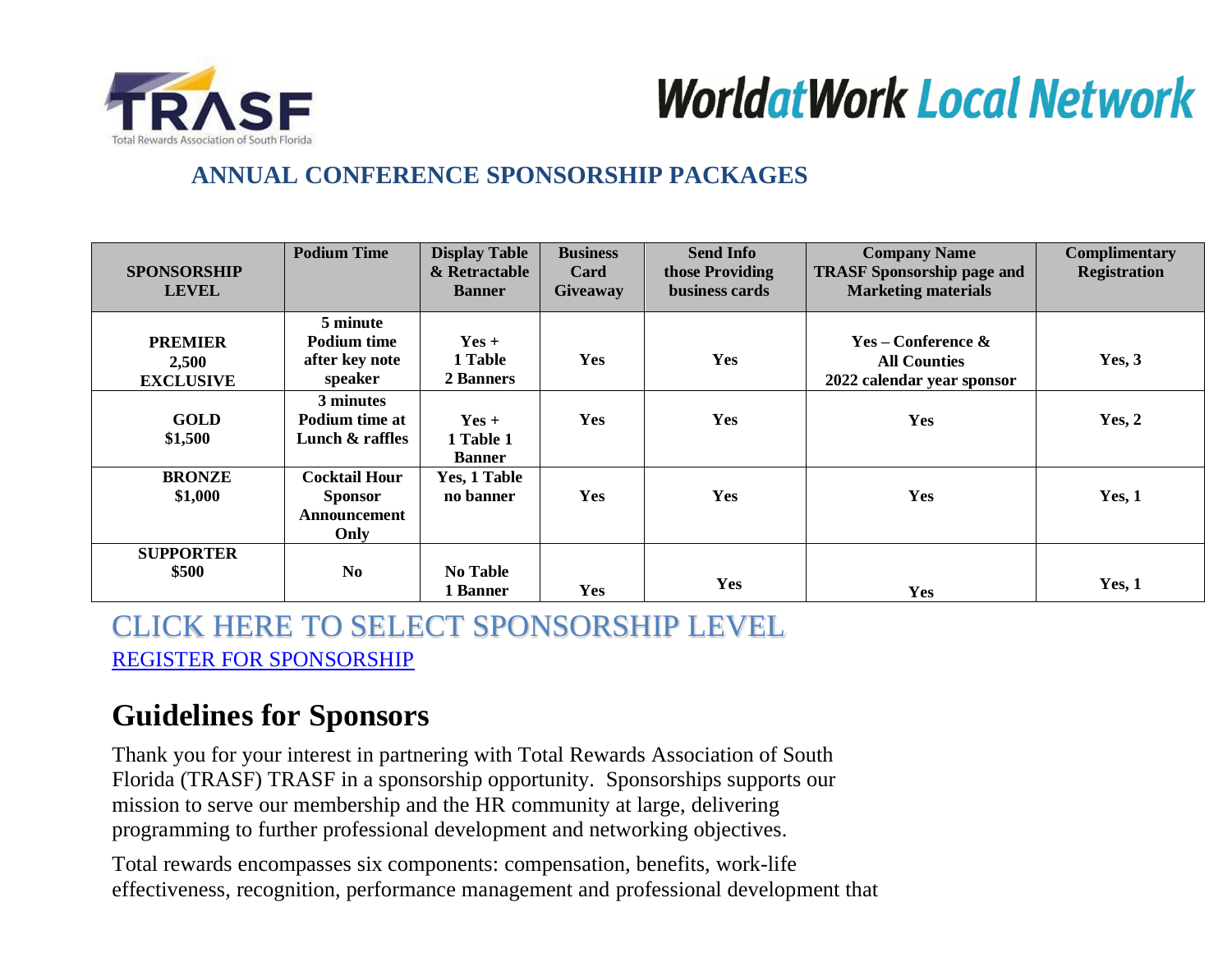TRASF
Total Rewards Association of South Florida

WorldatWork Local Network

## ANNUAL CONFERENCE SPONSORSHIP PACKAGES

| SPONSORSHIP LEVEL | Podium Time | Display Table & Retractable Banner | Business Card Giveaway | Send Info those Providing business cards | Company Name TRASF Sponsorship page and Marketing materials | Complimentary Registration |
|---|---|---|---|---|---|---|
| **PREMIER 2,500 EXCLUSIVE** | **5 minute Podium time after key note speaker** | **Yes + 1 Table 2 Banners** | **Yes** | **Yes** | **Yes – Conference & All Counties 2022 calendar year sponsor** | **Yes, 3** |
| **GOLD $1,500** | **3 minutes Podium time at Lunch & raffles** | **Yes + 1 Table 1 Banner** | **Yes** | **Yes** | **Yes** | **Yes, 2** |
| **BRONZE $1,000** | **Cocktail Hour Sponsor Announcement Only** | **Yes, 1 Table no banner** | **Yes** | **Yes** | **Yes** | **Yes, 1** |
| **SUPPORTER $500** | **No** | **No Table 1 Banner** | **Yes** | **Yes** | **Yes** | **Yes, 1** |

CLICK HERE TO SELECT SPONSORSHIP LEVEL

REGISTER FOR SPONSORSHIP

## Guidelines for Sponsors

Thank you for your interest in partnering with Total Rewards Association of South Florida (TRASF) TRASF in a sponsorship opportunity. Sponsorships supports our mission to serve our membership and the HR community at large, delivering programming to further professional development and networking objectives.

Total rewards encompasses six components: compensation, benefits, work-life effectiveness, recognition, performance management and professional development that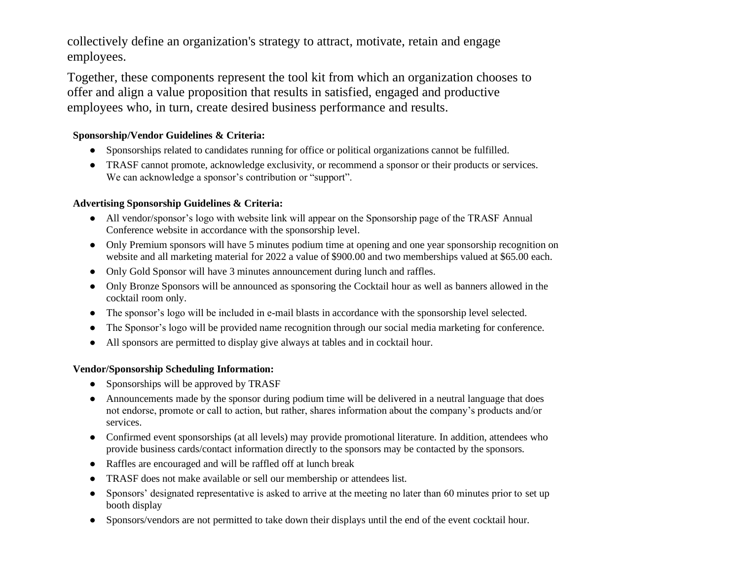collectively define an organization's strategy to attract, motivate, retain and engage employees.

Together, these components represent the tool kit from which an organization chooses to offer and align a value proposition that results in satisfied, engaged and productive employees who, in turn, create desired business performance and results.

**Sponsorship/Vendor Guidelines & Criteria:**

- Sponsorships related to candidates running for office or political organizations cannot be fulfilled.
- TRASF cannot promote, acknowledge exclusivity, or recommend a sponsor or their products or services. We can acknowledge a sponsor's contribution or "support".

**Advertising Sponsorship Guidelines & Criteria:**

- All vendor/sponsor's logo with website link will appear on the Sponsorship page of the TRASF Annual Conference website in accordance with the sponsorship level.
- Only Premium sponsors will have 5 minutes podium time at opening and one year sponsorship recognition on website and all marketing material for 2022 a value of $900.00 and two memberships valued at $65.00 each.
- Only Gold Sponsor will have 3 minutes announcement during lunch and raffles.
- Only Bronze Sponsors will be announced as sponsoring the Cocktail hour as well as banners allowed in the cocktail room only.
- The sponsor's logo will be included in e-mail blasts in accordance with the sponsorship level selected.
- The Sponsor's logo will be provided name recognition through our social media marketing for conference.
- All sponsors are permitted to display give always at tables and in cocktail hour.

**Vendor/Sponsorship Scheduling Information:**

- Sponsorships will be approved by TRASF
- Announcements made by the sponsor during podium time will be delivered in a neutral language that does not endorse, promote or call to action, but rather, shares information about the company's products and/or services.
- Confirmed event sponsorships (at all levels) may provide promotional literature. In addition, attendees who provide business cards/contact information directly to the sponsors may be contacted by the sponsors.
- Raffles are encouraged and will be raffled off at lunch break
- TRASF does not make available or sell our membership or attendees list.
- Sponsors' designated representative is asked to arrive at the meeting no later than 60 minutes prior to set up booth display
- Sponsors/vendors are not permitted to take down their displays until the end of the event cocktail hour.